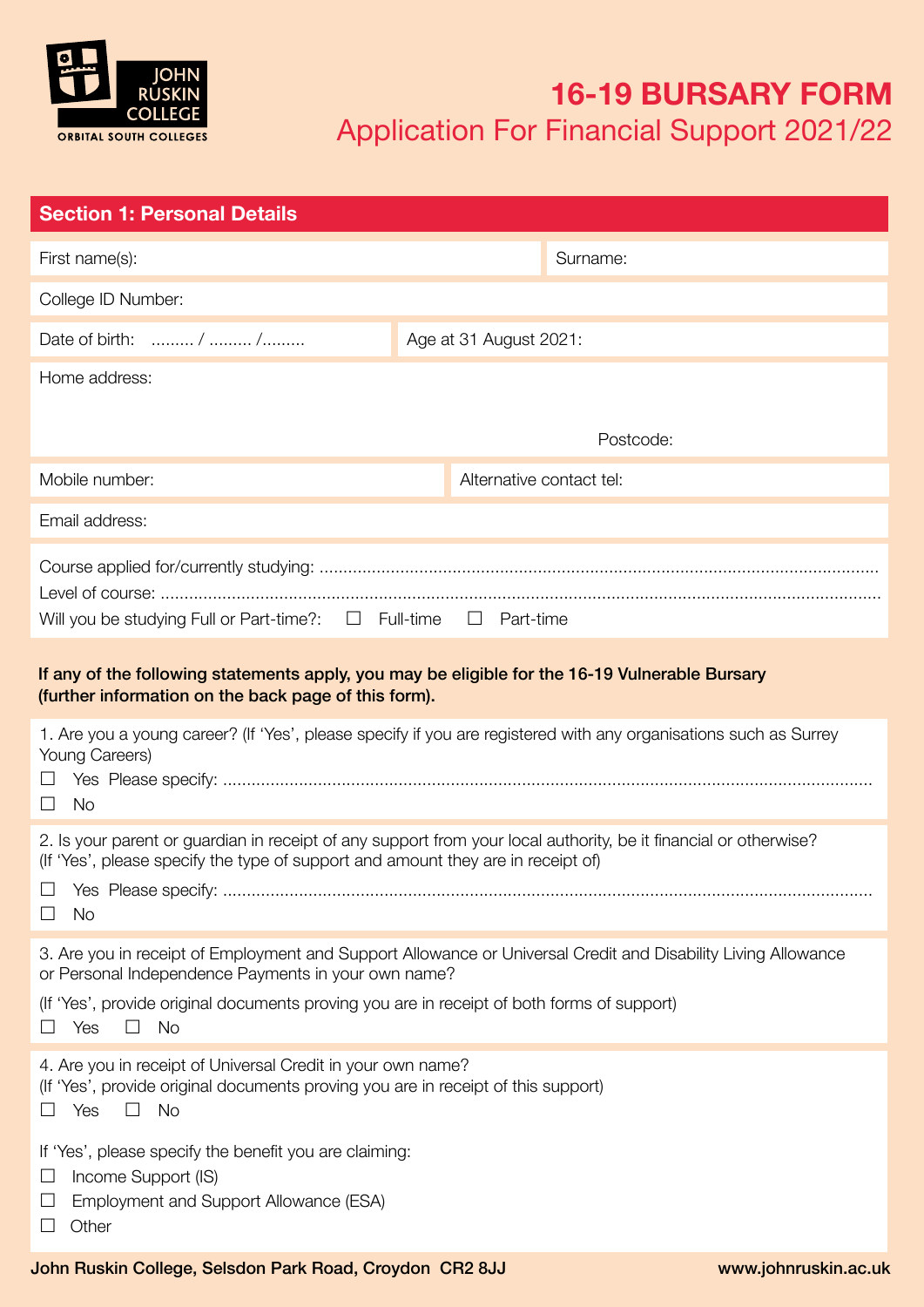JOHN RUSKIN COLLEGE
ORBITAL SOUTH COLLEGES

# 16-19 BURSARY FORM

## Application For Financial Support 2021/22

## Section 1: Personal Details

First name(s): | Surname:

College ID Number:

Date of birth: ......... / ......... /......... | Age at 31 August 2021:

Home address:

Postcode:

Mobile number: | Alternative contact tel:

Email address:

Course applied for/currently studying: ....................................................................................................................

Level of course: .......................................................................................................................................................

Will you be studying Full or Part-time?: ☐ Full-time ☐ Part-time

**If any of the following statements apply, you may be eligible for the 16-19 Vulnerable Bursary (further information on the back page of this form).**

1. Are you a young career? (If 'Yes', please specify if you are registered with any organisations such as Surrey Young Careers)

☐ Yes Please specify: .......................................................................................................................................

☐ No

2. Is your parent or guardian in receipt of any support from your local authority, be it financial or otherwise? (If 'Yes', please specify the type of support and amount they are in receipt of)

☐ Yes Please specify: .......................................................................................................................................

☐ No

3. Are you in receipt of Employment and Support Allowance or Universal Credit and Disability Living Allowance or Personal Independence Payments in your own name?

(If 'Yes', provide original documents proving you are in receipt of both forms of support)

☐ Yes ☐ No

4. Are you in receipt of Universal Credit in your own name?
(If 'Yes', provide original documents proving you are in receipt of this support)

☐ Yes ☐ No

If 'Yes', please specify the benefit you are claiming:

☐ Income Support (IS)

☐ Employment and Support Allowance (ESA)

☐ Other

**John Ruskin College, Selsdon Park Road, Croydon CR2 8JJ** **www.johnruskin.ac.uk**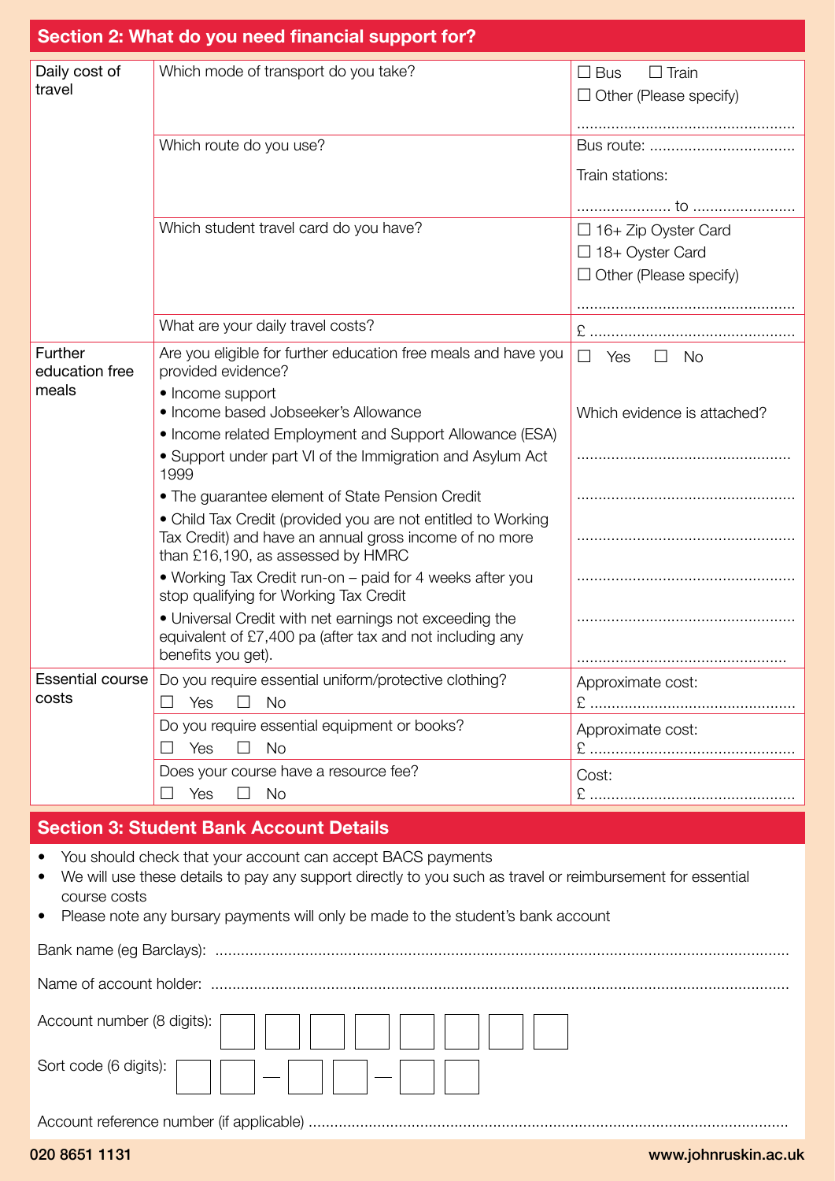## Section 2: What do you need financial support for?

| | | |
|---|---|---|
| Daily cost of travel | Which mode of transport do you take? | ☐ Bus ☐ Train<br>☐ Other (Please specify)<br>.................................................... |
| | Which route do you use? | Bus route: ..................................<br>Train stations:<br>...................... to ........................ |
| | Which student travel card do you have? | ☐ 16+ Zip Oyster Card<br>☐ 18+ Oyster Card<br>☐ Other (Please specify)<br>.................................................... |
| | What are your daily travel costs? | £ ................................................ |
| Further education free meals | Are you eligible for further education free meals and have you provided evidence?<br>• Income support<br>• Income based Jobseeker's Allowance<br>• Income related Employment and Support Allowance (ESA)<br>• Support under part VI of the Immigration and Asylum Act 1999<br>• The guarantee element of State Pension Credit<br>• Child Tax Credit (provided you are not entitled to Working Tax Credit) and have an annual gross income of no more than £16,190, as assessed by HMRC<br>• Working Tax Credit run-on – paid for 4 weeks after you stop qualifying for Working Tax Credit<br>• Universal Credit with net earnings not exceeding the equivalent of £7,400 pa (after tax and not including any benefits you get). | ☐ Yes ☐ No<br>Which evidence is attached?<br>....................................................<br>....................................................<br>....................................................<br>....................................................<br>....................................................<br>.................................................... |
| Essential course costs | Do you require essential uniform/protective clothing?<br>☐ Yes ☐ No | Approximate cost:<br>£ ................................................ |
| | Do you require essential equipment or books?<br>☐ Yes ☐ No | Approximate cost:<br>£ ................................................ |
| | Does your course have a resource fee?<br>☐ Yes ☐ No | Cost:<br>£ ................................................ |

## Section 3: Student Bank Account Details

- You should check that your account can accept BACS payments
- We will use these details to pay any support directly to you such as travel or reimbursement for essential course costs
- Please note any bursary payments will only be made to the student's bank account

Bank name (eg Barclays): ....................................................................................................................................

Name of account holder: .....................................................................................................................................

Account number (8 digits): ☐☐☐☐☐☐☐☐

Sort code (6 digits): ☐☐ – ☐☐ – ☐☐

Account reference number (if applicable) ...............................................................................................................

020 8651 1131 www.johnruskin.ac.uk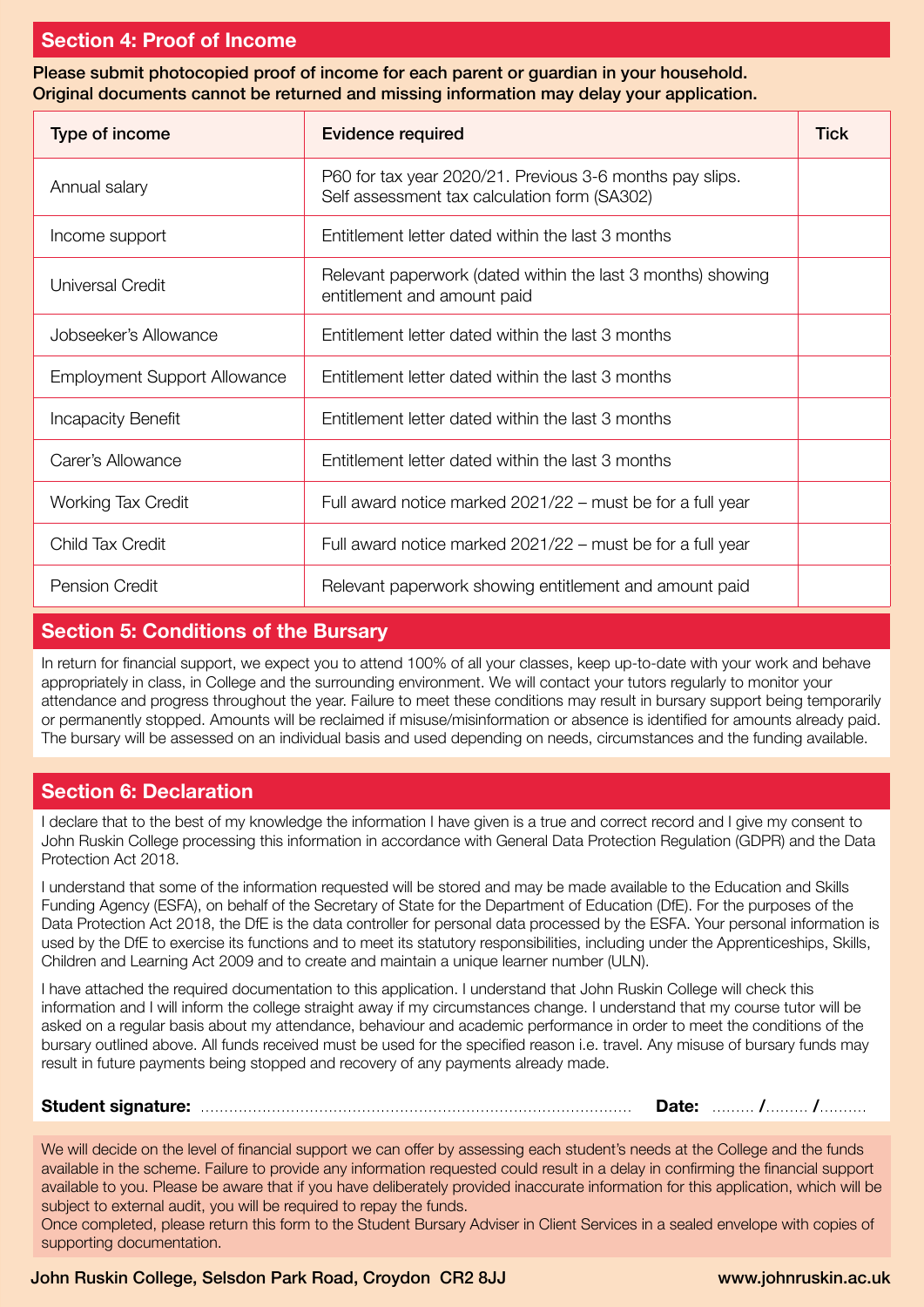## Section 4: Proof of Income

**Please submit photocopied proof of income for each parent or guardian in your household. Original documents cannot be returned and missing information may delay your application.**

| Type of income | Evidence required | Tick |
|---|---|---|
| Annual salary | P60 for tax year 2020/21. Previous 3-6 months pay slips. Self assessment tax calculation form (SA302) | |
| Income support | Entitlement letter dated within the last 3 months | |
| Universal Credit | Relevant paperwork (dated within the last 3 months) showing entitlement and amount paid | |
| Jobseeker's Allowance | Entitlement letter dated within the last 3 months | |
| Employment Support Allowance | Entitlement letter dated within the last 3 months | |
| Incapacity Benefit | Entitlement letter dated within the last 3 months | |
| Carer's Allowance | Entitlement letter dated within the last 3 months | |
| Working Tax Credit | Full award notice marked 2021/22 – must be for a full year | |
| Child Tax Credit | Full award notice marked 2021/22 – must be for a full year | |
| Pension Credit | Relevant paperwork showing entitlement and amount paid | |

## Section 5: Conditions of the Bursary

In return for financial support, we expect you to attend 100% of all your classes, keep up-to-date with your work and behave appropriately in class, in College and the surrounding environment. We will contact your tutors regularly to monitor your attendance and progress throughout the year. Failure to meet these conditions may result in bursary support being temporarily or permanently stopped. Amounts will be reclaimed if misuse/misinformation or absence is identified for amounts already paid. The bursary will be assessed on an individual basis and used depending on needs, circumstances and the funding available.

## Section 6: Declaration

I declare that to the best of my knowledge the information I have given is a true and correct record and I give my consent to John Ruskin College processing this information in accordance with General Data Protection Regulation (GDPR) and the Data Protection Act 2018.

I understand that some of the information requested will be stored and may be made available to the Education and Skills Funding Agency (ESFA), on behalf of the Secretary of State for the Department of Education (DfE). For the purposes of the Data Protection Act 2018, the DfE is the data controller for personal data processed by the ESFA. Your personal information is used by the DfE to exercise its functions and to meet its statutory responsibilities, including under the Apprenticeships, Skills, Children and Learning Act 2009 and to create and maintain a unique learner number (ULN).

I have attached the required documentation to this application. I understand that John Ruskin College will check this information and I will inform the college straight away if my circumstances change. I understand that my course tutor will be asked on a regular basis about my attendance, behaviour and academic performance in order to meet the conditions of the bursary outlined above. All funds received must be used for the specified reason i.e. travel. Any misuse of bursary funds may result in future payments being stopped and recovery of any payments already made.

**Student signature:** ........................................................................................ **Date:** ......... **/**......... **/**..........

We will decide on the level of financial support we can offer by assessing each student's needs at the College and the funds available in the scheme. Failure to provide any information requested could result in a delay in confirming the financial support available to you. Please be aware that if you have deliberately provided inaccurate information for this application, which will be subject to external audit, you will be required to repay the funds.
Once completed, please return this form to the Student Bursary Adviser in Client Services in a sealed envelope with copies of supporting documentation.

**John Ruskin College, Selsdon Park Road, Croydon CR2 8JJ** **www.johnruskin.ac.uk**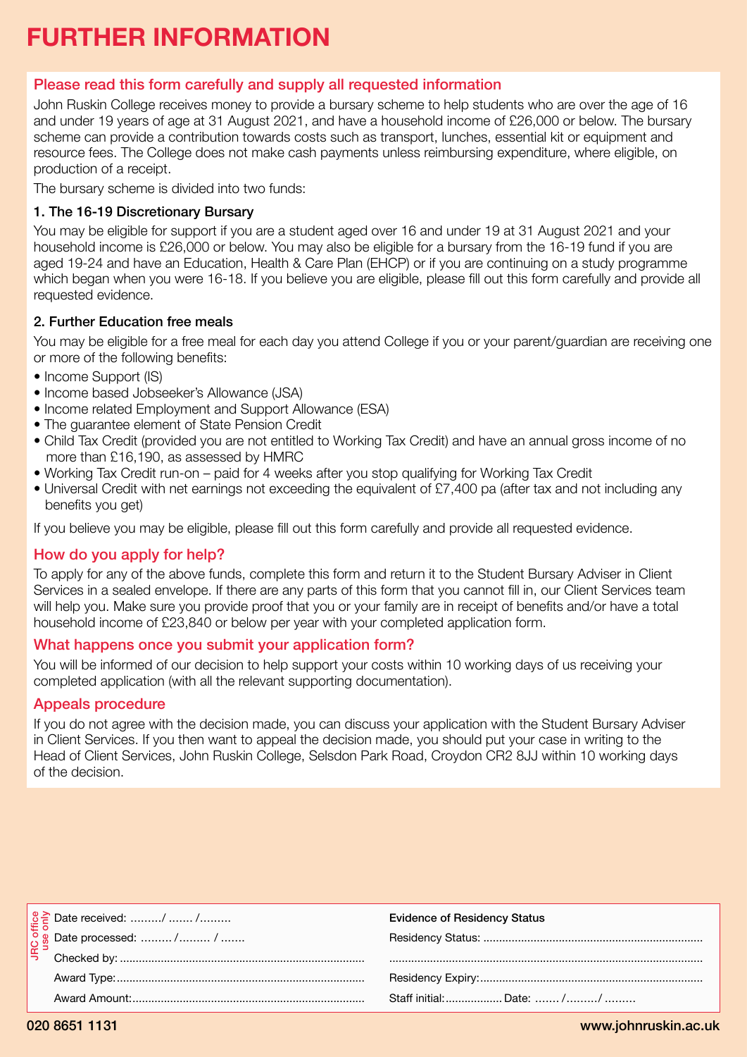# FURTHER INFORMATION

## Please read this form carefully and supply all requested information

John Ruskin College receives money to provide a bursary scheme to help students who are over the age of 16 and under 19 years of age at 31 August 2021, and have a household income of £26,000 or below. The bursary scheme can provide a contribution towards costs such as transport, lunches, essential kit or equipment and resource fees. The College does not make cash payments unless reimbursing expenditure, where eligible, on production of a receipt.

The bursary scheme is divided into two funds:

### 1. The 16-19 Discretionary Bursary

You may be eligible for support if you are a student aged over 16 and under 19 at 31 August 2021 and your household income is £26,000 or below. You may also be eligible for a bursary from the 16-19 fund if you are aged 19-24 and have an Education, Health & Care Plan (EHCP) or if you are continuing on a study programme which began when you were 16-18. If you believe you are eligible, please fill out this form carefully and provide all requested evidence.

### 2. Further Education free meals

You may be eligible for a free meal for each day you attend College if you or your parent/guardian are receiving one or more of the following benefits:

- Income Support (IS)
- Income based Jobseeker's Allowance (JSA)
- Income related Employment and Support Allowance (ESA)
- The guarantee element of State Pension Credit
- Child Tax Credit (provided you are not entitled to Working Tax Credit) and have an annual gross income of no more than £16,190, as assessed by HMRC
- Working Tax Credit run-on – paid for 4 weeks after you stop qualifying for Working Tax Credit
- Universal Credit with net earnings not exceeding the equivalent of £7,400 pa (after tax and not including any benefits you get)

If you believe you may be eligible, please fill out this form carefully and provide all requested evidence.

## How do you apply for help?

To apply for any of the above funds, complete this form and return it to the Student Bursary Adviser in Client Services in a sealed envelope. If there are any parts of this form that you cannot fill in, our Client Services team will help you. Make sure you provide proof that you or your family are in receipt of benefits and/or have a total household income of £23,840 or below per year with your completed application form.

## What happens once you submit your application form?

You will be informed of our decision to help support your costs within 10 working days of us receiving your completed application (with all the relevant supporting documentation).

## Appeals procedure

If you do not agree with the decision made, you can discuss your application with the Student Bursary Adviser in Client Services. If you then want to appeal the decision made, you should put your case in writing to the Head of Client Services, John Ruskin College, Selsdon Park Road, Croydon CR2 8JJ within 10 working days of the decision.

JRC office use only

| | |
|---|---|
| Date received: ........./ ....... /......... | **Evidence of Residency Status** |
| Date processed: ......... /......... / ....... | Residency Status: ........................................ |
| Checked by: ........................................ | ........................................ |
| Award Type: ........................................ | Residency Expiry: ........................................ |
| Award Amount: ........................................ | Staff initial: .................. Date: ....... /........./ ......... |

020 8651 1131 www.johnruskin.ac.uk